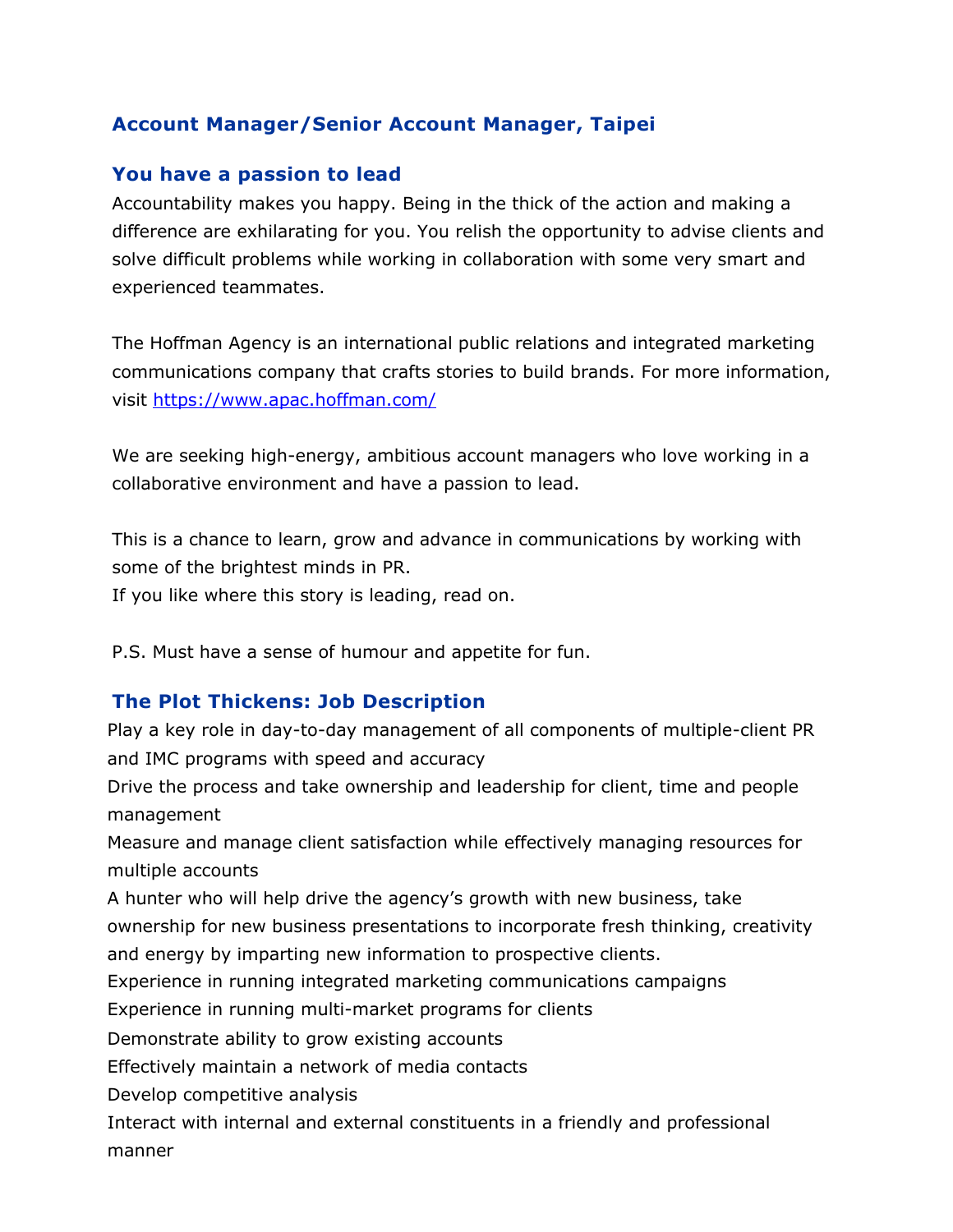# Account Manager/Senior Account Manager, Taipei

## You have a passion to lead

Accountability makes you happy. Being in the thick of the action and making a difference are exhilarating for you. You relish the opportunity to advise clients and solve difficult problems while working in collaboration with some very smart and experienced teammates.

The Hoffman Agency is an international public relations and integrated marketing communications company that crafts stories to build brands. For more information, visit [https://www.apac.hoffman.com/](https://www.apac.hoffman.com/)

We are seeking high-energy, ambitious account managers who love working in a collaborative environment and have a passion to lead.

This is a chance to learn, grow and advance in communications by working with some of the brightest minds in PR.
If you like where this story is leading, read on.

P.S. Must have a sense of humour and appetite for fun.

## The Plot Thickens: Job Description

Play a key role in day-to-day management of all components of multiple-client PR and IMC programs with speed and accuracy

Drive the process and take ownership and leadership for client, time and people management

Measure and manage client satisfaction while effectively managing resources for multiple accounts

A hunter who will help drive the agency's growth with new business, take ownership for new business presentations to incorporate fresh thinking, creativity and energy by imparting new information to prospective clients.

Experience in running integrated marketing communications campaigns

Experience in running multi-market programs for clients

Demonstrate ability to grow existing accounts

Effectively maintain a network of media contacts

Develop competitive analysis

Interact with internal and external constituents in a friendly and professional manner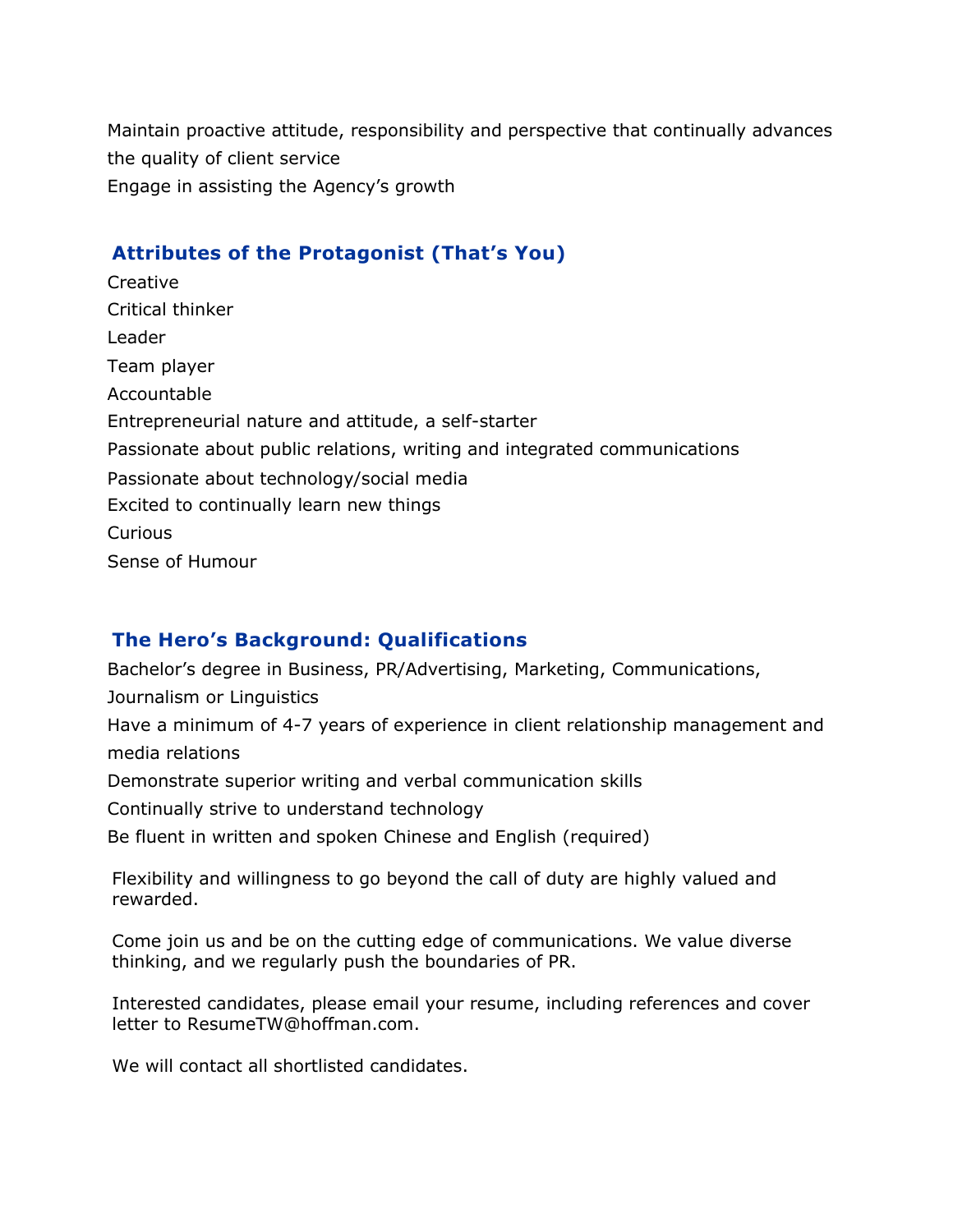Maintain proactive attitude, responsibility and perspective that continually advances the quality of client service

Engage in assisting the Agency's growth

## Attributes of the Protagonist (That's You)

Creative

Critical thinker

Leader

Team player

Accountable

Entrepreneurial nature and attitude, a self-starter

Passionate about public relations, writing and integrated communications

Passionate about technology/social media

Excited to continually learn new things

Curious

Sense of Humour

## The Hero's Background: Qualifications

Bachelor's degree in Business, PR/Advertising, Marketing, Communications, Journalism or Linguistics

Have a minimum of 4-7 years of experience in client relationship management and media relations

Demonstrate superior writing and verbal communication skills

Continually strive to understand technology

Be fluent in written and spoken Chinese and English (required)

Flexibility and willingness to go beyond the call of duty are highly valued and rewarded.

Come join us and be on the cutting edge of communications. We value diverse thinking, and we regularly push the boundaries of PR.

Interested candidates, please email your resume, including references and cover letter to ResumeTW@hoffman.com.

We will contact all shortlisted candidates.